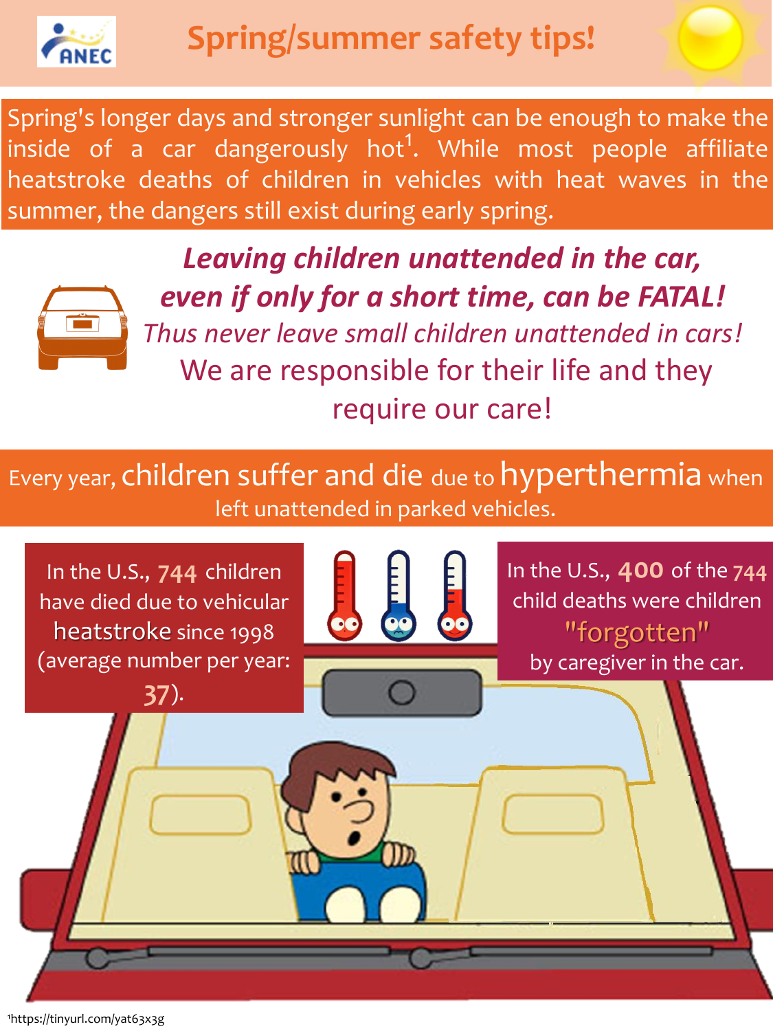# Spring/summer safety tips!

Spring's longer days and stronger sunlight can be enough to make the inside of a car dangerously hot[1]. While most people affiliate heatstroke deaths of children in vehicles with heat waves in the summer, the dangers still exist during early spring.

***Leaving children unattended in the car, even if only for a short time, can be FATAL!***

*Thus never leave small children unattended in cars!*

We are responsible for their life and they require our care!

Every year, children suffer and die due to hyperthermia when left unattended in parked vehicles.

In the U.S., 744 children have died due to vehicular heatstroke since 1998 (average number per year: 37).

In the U.S., 400 of the 744 child deaths were children "forgotten" by caregiver in the car.

[1]https://tinyurl.com/yat63x3g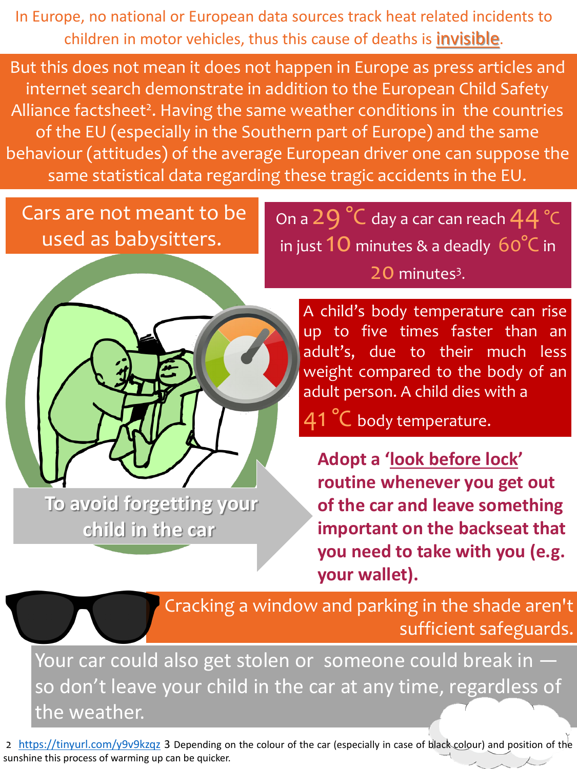In Europe, no national or European data sources track heat related incidents to children in motor vehicles, thus this cause of deaths is invisible.

But this does not mean it does not happen in Europe as press articles and internet search demonstrate in addition to the European Child Safety Alliance factsheet[2]. Having the same weather conditions in the countries of the EU (especially in the Southern part of Europe) and the same behaviour (attitudes) of the average European driver one can suppose the same statistical data regarding these tragic accidents in the EU.

Cars are not meant to be used as babysitters.

On a 29 °C day a car can reach 44 °C in just 10 minutes & a deadly 60°C in 20 minutes[3].

A child's body temperature can rise up to five times faster than an adult's, due to their much less weight compared to the body of an adult person. A child dies with a 41 °C body temperature.

**To avoid forgetting your child in the car**

**Adopt a 'look before lock' routine whenever you get out of the car and leave something important on the backseat that you need to take with you (e.g. your wallet).**

Cracking a window and parking in the shade aren't sufficient safeguards.

Your car could also get stolen or someone could break in — so don't leave your child in the car at any time, regardless of the weather.

2 https://tinyurl.com/y9v9kzqz 3 Depending on the colour of the car (especially in case of black colour) and position of the sunshine this process of warming up can be quicker.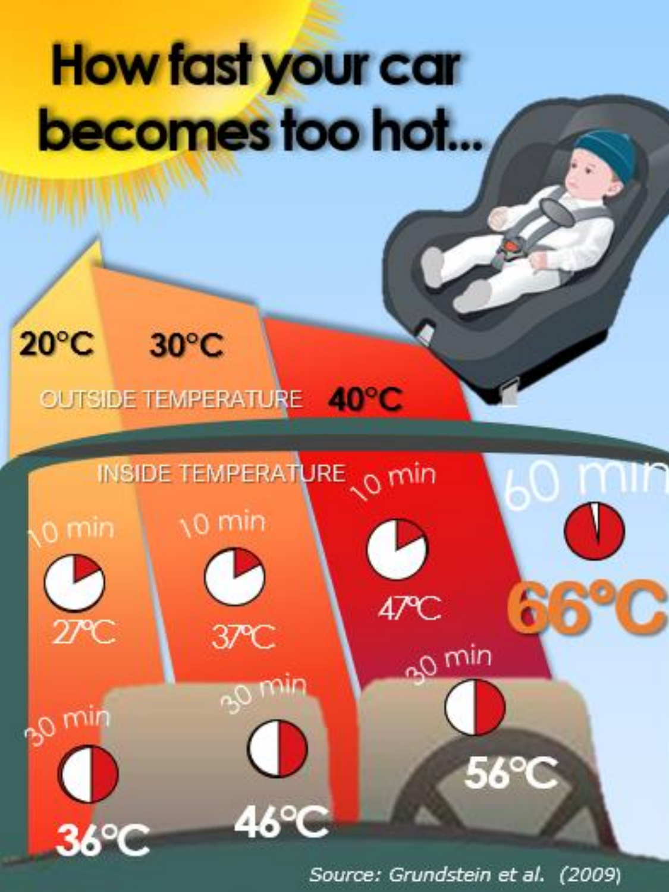# How fast your car becomes too hot...

OUTSIDE TEMPERATURE

INSIDE TEMPERATURE

| Outside temperature | 10 min | 30 min | 60 min |
| --- | --- | --- | --- |
| 20°C | 27°C | 36°C | |
| 30°C | 37°C | 46°C | |
| 40°C | 47°C | 56°C | 66°C |

*Source: Grundstein et al. (2009)*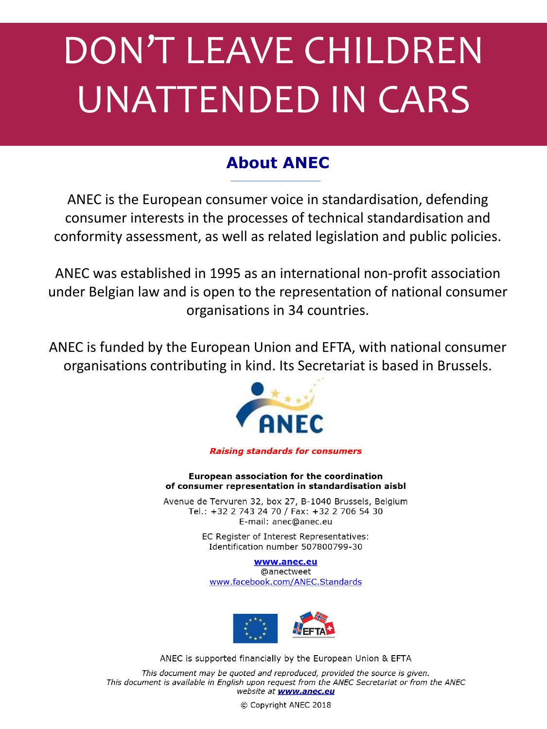# DON'T LEAVE CHILDREN UNATTENDED IN CARS

## About ANEC

ANEC is the European consumer voice in standardisation, defending consumer interests in the processes of technical standardisation and conformity assessment, as well as related legislation and public policies.

ANEC was established in 1995 as an international non-profit association under Belgian law and is open to the representation of national consumer organisations in 34 countries.

ANEC is funded by the European Union and EFTA, with national consumer organisations contributing in kind. Its Secretariat is based in Brussels.

***Raising standards for consumers***

**European association for the coordination of consumer representation in standardisation aisbl**

Avenue de Tervuren 32, box 27, B-1040 Brussels, Belgium
Tel.: +32 2 743 24 70 / Fax: +32 2 706 54 30
E-mail: anec@anec.eu

EC Register of Interest Representatives:
Identification number 507800799-30

**www.anec.eu**
@anectweet
www.facebook.com/ANEC.Standards

ANEC is supported financially by the European Union & EFTA

*This document may be quoted and reproduced, provided the source is given.*
*This document is available in English upon request from the ANEC Secretariat or from the ANEC website at **www.anec.eu***

© Copyright ANEC 2018